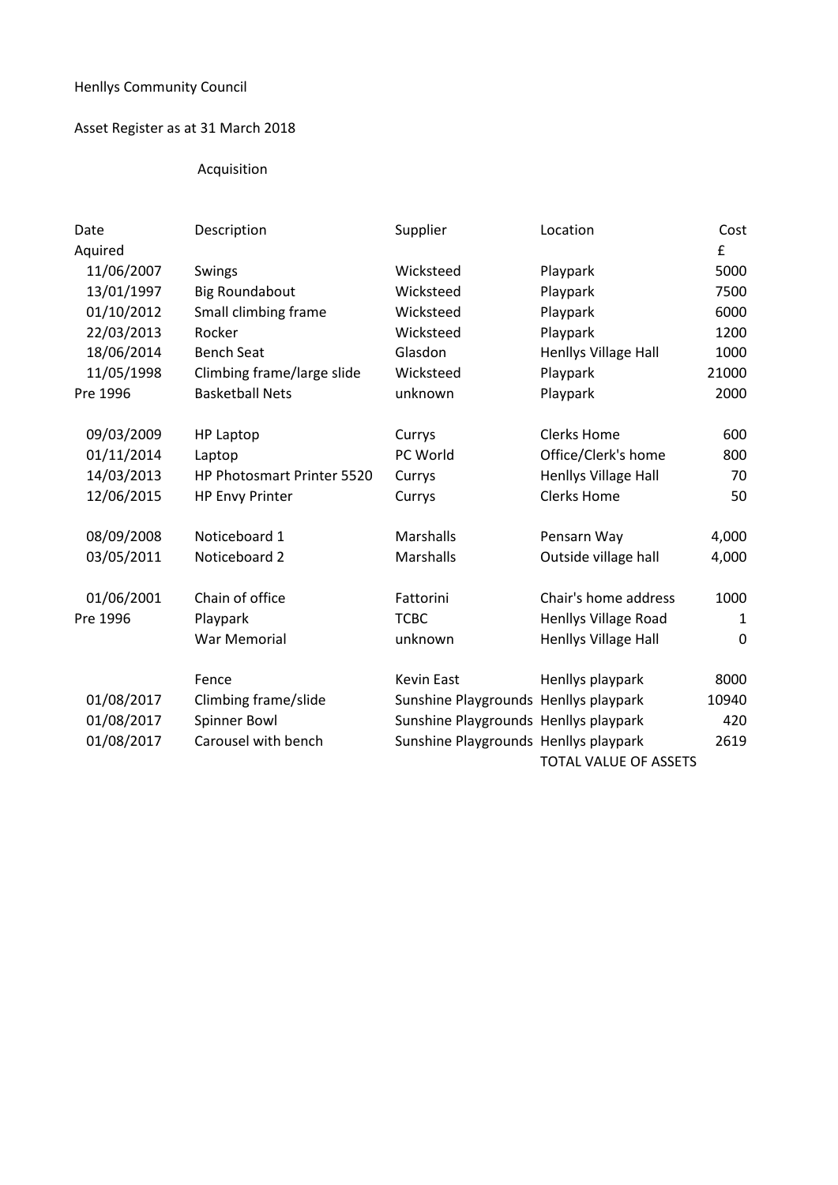Henllys Community Council

Asset Register as at 31 March 2018

| Date Aquired | Acquisition Description | Supplier | Location | Cost £ |
|---|---|---|---|---|
| 11/06/2007 | Swings | Wicksteed | Playpark | 5000 |
| 13/01/1997 | Big Roundabout | Wicksteed | Playpark | 7500 |
| 01/10/2012 | Small climbing frame | Wicksteed | Playpark | 6000 |
| 22/03/2013 | Rocker | Wicksteed | Playpark | 1200 |
| 18/06/2014 | Bench Seat | Glasdon | Henllys Village Hall | 1000 |
| 11/05/1998 | Climbing frame/large slide | Wicksteed | Playpark | 21000 |
| Pre 1996 | Basketball Nets | unknown | Playpark | 2000 |
| | | | | |
| 09/03/2009 | HP Laptop | Currys | Clerks Home | 600 |
| 01/11/2014 | Laptop | PC World | Office/Clerk's home | 800 |
| 14/03/2013 | HP Photosmart Printer 5520 | Currys | Henllys Village Hall | 70 |
| 12/06/2015 | HP Envy Printer | Currys | Clerks Home | 50 |
| | | | | |
| 08/09/2008 | Noticeboard 1 | Marshalls | Pensarn Way | 4,000 |
| 03/05/2011 | Noticeboard 2 | Marshalls | Outside village hall | 4,000 |
| | | | | |
| 01/06/2001 | Chain of office | Fattorini | Chair's home address | 1000 |
| Pre 1996 | Playpark | TCBC | Henllys Village Road | 1 |
| | War Memorial | unknown | Henllys Village Hall | 0 |
| | | | | |
| | Fence | Kevin East | Henllys playpark | 8000 |
| 01/08/2017 | Climbing frame/slide | Sunshine Playgrounds | Henllys playpark | 10940 |
| 01/08/2017 | Spinner Bowl | Sunshine Playgrounds | Henllys playpark | 420 |
| 01/08/2017 | Carousel with bench | Sunshine Playgrounds | Henllys playpark | 2619 |
| | | | TOTAL VALUE OF ASSETS | |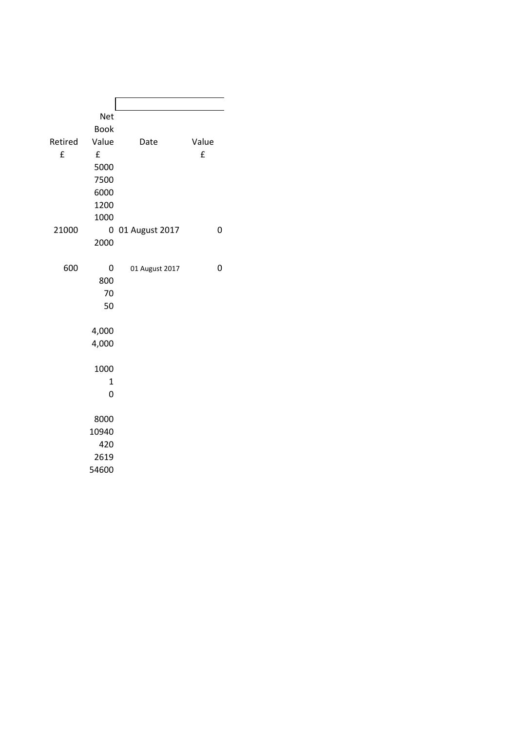| Retired | Net Book Value | Date | Value |
|---|---|---|---|
| £ | £ | | £ |
| | 5000 | | |
| | 7500 | | |
| | 6000 | | |
| | 1200 | | |
| | 1000 | | |
| 21000 | 0 | 01 August 2017 | 0 |
| | 2000 | | |
| | | | |
| 600 | 0 | 01 August 2017 | 0 |
| | 800 | | |
| | 70 | | |
| | 50 | | |
| | | | |
| | 4,000 | | |
| | 4,000 | | |
| | | | |
| | 1000 | | |
| | 1 | | |
| | 0 | | |
| | | | |
| | 8000 | | |
| | 10940 | | |
| | 420 | | |
| | 2619 | | |
| | 54600 | | |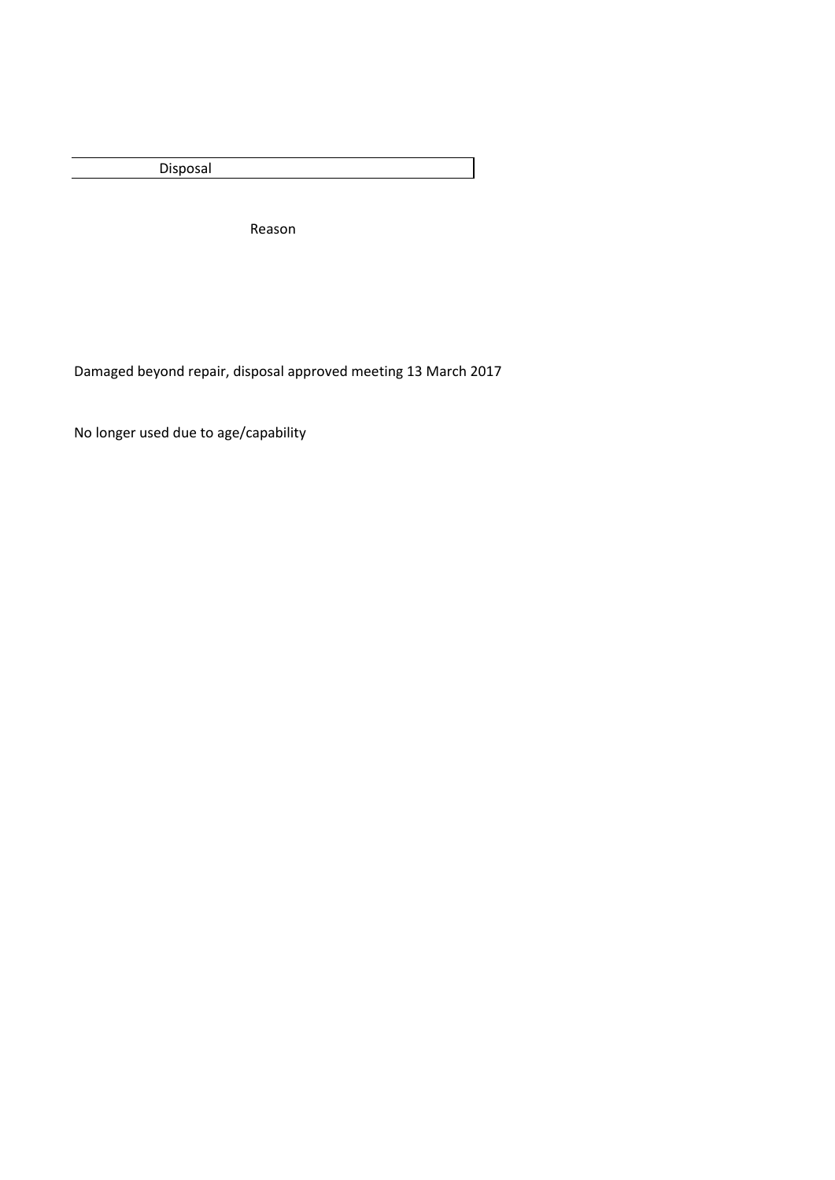| Disposal |
|---|
| Reason |
| |
| Damaged beyond repair, disposal approved meeting 13 March 2017 |
| |
| No longer used due to age/capability |